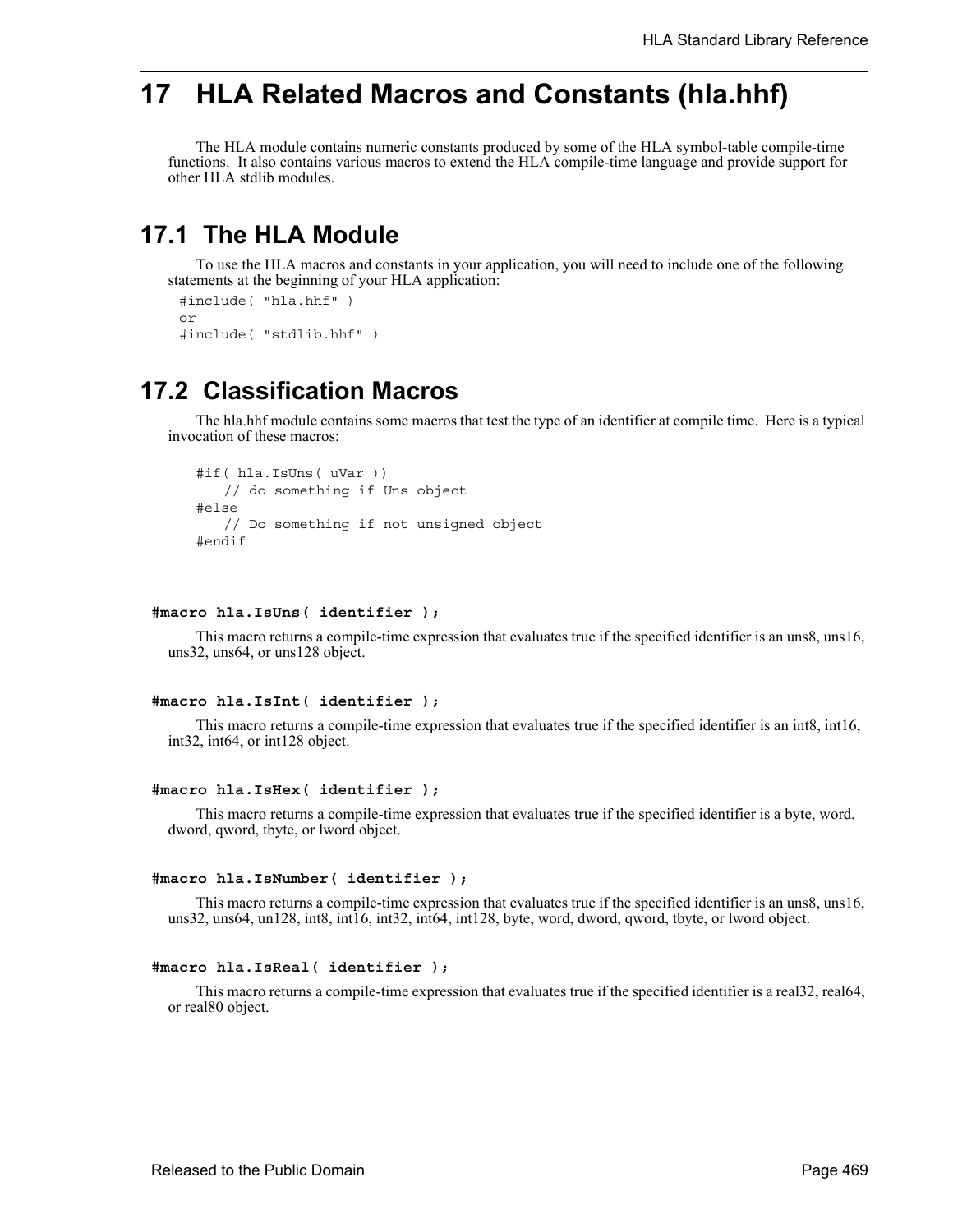# 17 HLA Related Macros and Constants (hla.hhf)

The HLA module contains numeric constants produced by some of the HLA symbol-table compile-time functions. It also contains various macros to extend the HLA compile-time language and provide support for other HLA stdlib modules.

## 17.1 The HLA Module

To use the HLA macros and constants in your application, you will need to include one of the following statements at the beginning of your HLA application:

```
#include( "hla.hhf" )
or
#include( "stdlib.hhf" )
```

## 17.2 Classification Macros

The hla.hhf module contains some macros that test the type of an identifier at compile time. Here is a typical invocation of these macros:

```
#if( hla.IsUns( uVar ))
    // do something if Uns object
#else
    // Do something if not unsigned object
#endif
```

**#macro hla.IsUns( identifier );**

This macro returns a compile-time expression that evaluates true if the specified identifier is an uns8, uns16, uns32, uns64, or uns128 object.

**#macro hla.IsInt( identifier );**

This macro returns a compile-time expression that evaluates true if the specified identifier is an int8, int16, int32, int64, or int128 object.

**#macro hla.IsHex( identifier );**

This macro returns a compile-time expression that evaluates true if the specified identifier is a byte, word, dword, qword, tbyte, or lword object.

**#macro hla.IsNumber( identifier );**

This macro returns a compile-time expression that evaluates true if the specified identifier is an uns8, uns16, uns32, uns64, un128, int8, int16, int32, int64, int128, byte, word, dword, qword, tbyte, or lword object.

**#macro hla.IsReal( identifier );**

This macro returns a compile-time expression that evaluates true if the specified identifier is a real32, real64, or real80 object.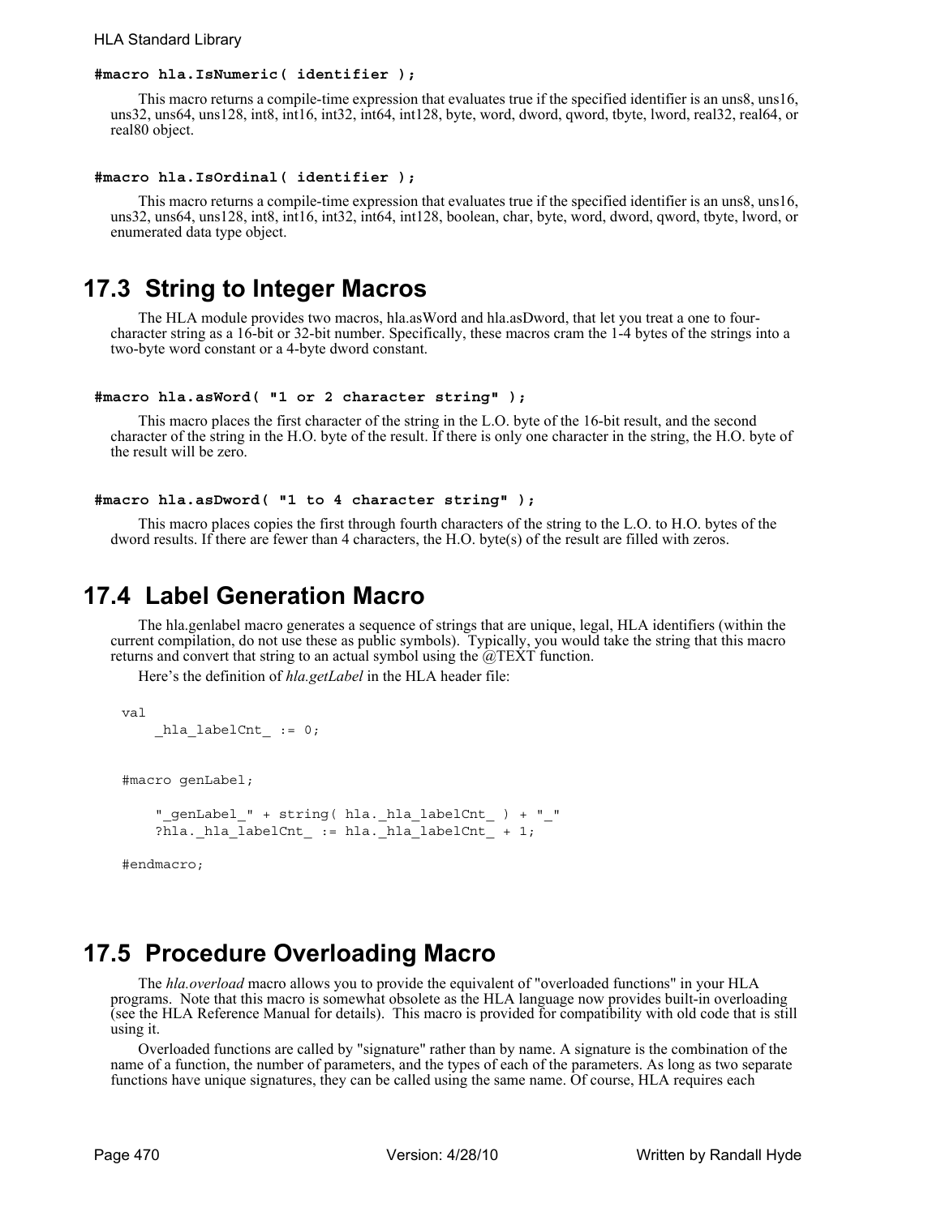#### #macro hla.IsNumeric( identifier );

This macro returns a compile-time expression that evaluates true if the specified identifier is an uns8, uns16, uns32, uns64, uns128, int8, int16, int32, int64, int128, byte, word, dword, qword, tbyte, lword, real32, real64, or real80 object.

#### #macro hla.IsOrdinal( identifier );

This macro returns a compile-time expression that evaluates true if the specified identifier is an uns8, uns16, uns32, uns64, uns128, int8, int16, int32, int64, int128, boolean, char, byte, word, dword, qword, tbyte, lword, or enumerated data type object.

## 17.3 String to Integer Macros

The HLA module provides two macros, hla.asWord and hla.asDword, that let you treat a one to four-character string as a 16-bit or 32-bit number. Specifically, these macros cram the 1-4 bytes of the strings into a two-byte word constant or a 4-byte dword constant.

#### #macro hla.asWord( "1 or 2 character string" );

This macro places the first character of the string in the L.O. byte of the 16-bit result, and the second character of the string in the H.O. byte of the result. If there is only one character in the string, the H.O. byte of the result will be zero.

#### #macro hla.asDword( "1 to 4 character string" );

This macro places copies the first through fourth characters of the string to the L.O. to H.O. bytes of the dword results. If there are fewer than 4 characters, the H.O. byte(s) of the result are filled with zeros.

## 17.4 Label Generation Macro

The hla.genlabel macro generates a sequence of strings that are unique, legal, HLA identifiers (within the current compilation, do not use these as public symbols). Typically, you would take the string that this macro returns and convert that string to an actual symbol using the @TEXT function.

Here's the definition of *hla.getLabel* in the HLA header file:

```
val
    _hla_labelCnt_ := 0;


#macro genLabel;

    "_genLabel_" + string( hla._hla_labelCnt_ ) + "_"
    ?hla._hla_labelCnt_ := hla._hla_labelCnt_ + 1;

#endmacro;
```

## 17.5 Procedure Overloading Macro

The *hla.overload* macro allows you to provide the equivalent of "overloaded functions" in your HLA programs. Note that this macro is somewhat obsolete as the HLA language now provides built-in overloading (see the HLA Reference Manual for details). This macro is provided for compatibility with old code that is still using it.

Overloaded functions are called by "signature" rather than by name. A signature is the combination of the name of a function, the number of parameters, and the types of each of the parameters. As long as two separate functions have unique signatures, they can be called using the same name. Of course, HLA requires each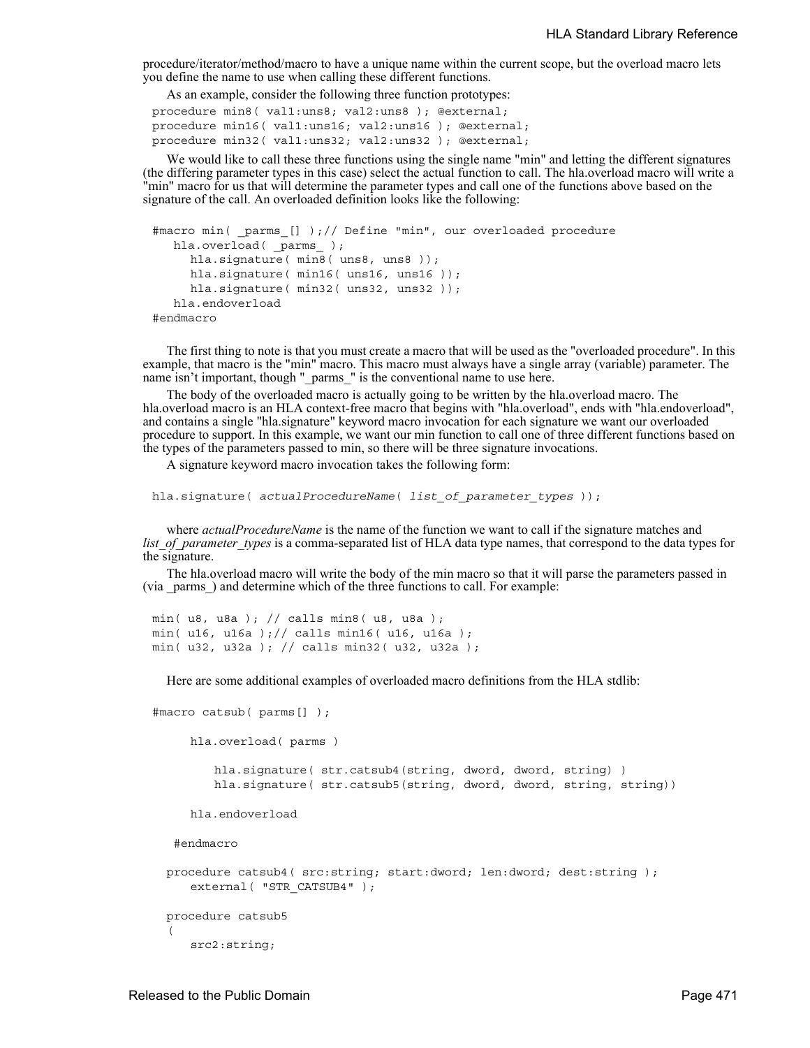procedure/iterator/method/macro to have a unique name within the current scope, but the overload macro lets you define the name to use when calling these different functions.

As an example, consider the following three function prototypes:

```
procedure min8( val1:uns8; val2:uns8 ); @external;
procedure min16( val1:uns16; val2:uns16 ); @external;
procedure min32( val1:uns32; val2:uns32 ); @external;
```

We would like to call these three functions using the single name "min" and letting the different signatures (the differing parameter types in this case) select the actual function to call. The hla.overload macro will write a "min" macro for us that will determine the parameter types and call one of the functions above based on the signature of the call. An overloaded definition looks like the following:

```
#macro min( _parms_[] );// Define "min", our overloaded procedure
    hla.overload( _parms_ );
      hla.signature( min8( uns8, uns8 ));
      hla.signature( min16( uns16, uns16 ));
      hla.signature( min32( uns32, uns32 ));
    hla.endoverload
#endmacro
```

The first thing to note is that you must create a macro that will be used as the "overloaded procedure". In this example, that macro is the "min" macro. This macro must always have a single array (variable) parameter. The name isn't important, though "_parms_" is the conventional name to use here.

The body of the overloaded macro is actually going to be written by the hla.overload macro. The hla.overload macro is an HLA context-free macro that begins with "hla.overload", ends with "hla.endoverload", and contains a single "hla.signature" keyword macro invocation for each signature we want our overloaded procedure to support. In this example, we want our min function to call one of three different functions based on the types of the parameters passed to min, so there will be three signature invocations.

A signature keyword macro invocation takes the following form:

```
hla.signature( actualProcedureName( list_of_parameter_types ));
```

where *actualProcedureName* is the name of the function we want to call if the signature matches and *list_of_parameter_types* is a comma-separated list of HLA data type names, that correspond to the data types for the signature.

The hla.overload macro will write the body of the min macro so that it will parse the parameters passed in (via _parms_) and determine which of the three functions to call. For example:

```
min( u8, u8a ); // calls min8( u8, u8a );
min( u16, u16a );// calls min16( u16, u16a );
min( u32, u32a ); // calls min32( u32, u32a );
```

Here are some additional examples of overloaded macro definitions from the HLA stdlib:

```
#macro catsub( parms[] );

     hla.overload( parms )

         hla.signature( str.catsub4(string, dword, dword, string) )
         hla.signature( str.catsub5(string, dword, dword, string, string))

     hla.endoverload

  #endmacro

  procedure catsub4( src:string; start:dword; len:dword; dest:string );
     external( "STR_CATSUB4" );

  procedure catsub5
  (
     src2:string;
```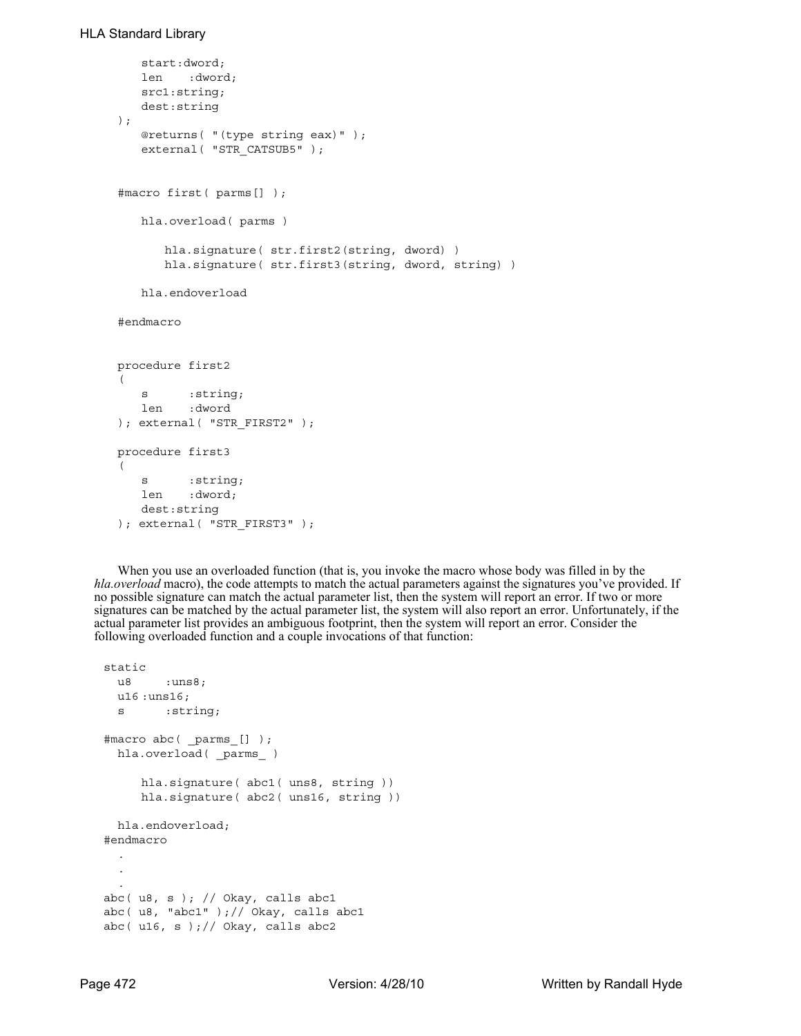```
        start:dword;
        len    :dword;
        src1:string;
        dest:string
    );
        @returns( "(type string eax)" );
        external( "STR_CATSUB5" );


    #macro first( parms[] );

        hla.overload( parms )

            hla.signature( str.first2(string, dword) )
            hla.signature( str.first3(string, dword, string) )

        hla.endoverload

    #endmacro


    procedure first2
    (
        s      :string;
        len    :dword
    ); external( "STR_FIRST2" );

    procedure first3
    (
        s      :string;
        len    :dword;
        dest:string
    ); external( "STR_FIRST3" );
```

When you use an overloaded function (that is, you invoke the macro whose body was filled in by the *hla.overload* macro), the code attempts to match the actual parameters against the signatures you've provided. If no possible signature can match the actual parameter list, then the system will report an error. If two or more signatures can be matched by the actual parameter list, the system will also report an error. Unfortunately, if the actual parameter list provides an ambiguous footprint, then the system will report an error. Consider the following overloaded function and a couple invocations of that function:

```
static
  u8     :uns8;
  u16 :uns16;
  s      :string;

#macro abc( _parms_[] );
  hla.overload( _parms_ )

      hla.signature( abc1( uns8, string ))
      hla.signature( abc2( uns16, string ))

  hla.endoverload;
#endmacro
  .
  .
  .
abc( u8, s ); // Okay, calls abc1
abc( u8, "abc1" );// Okay, calls abc1
abc( u16, s );// Okay, calls abc2
```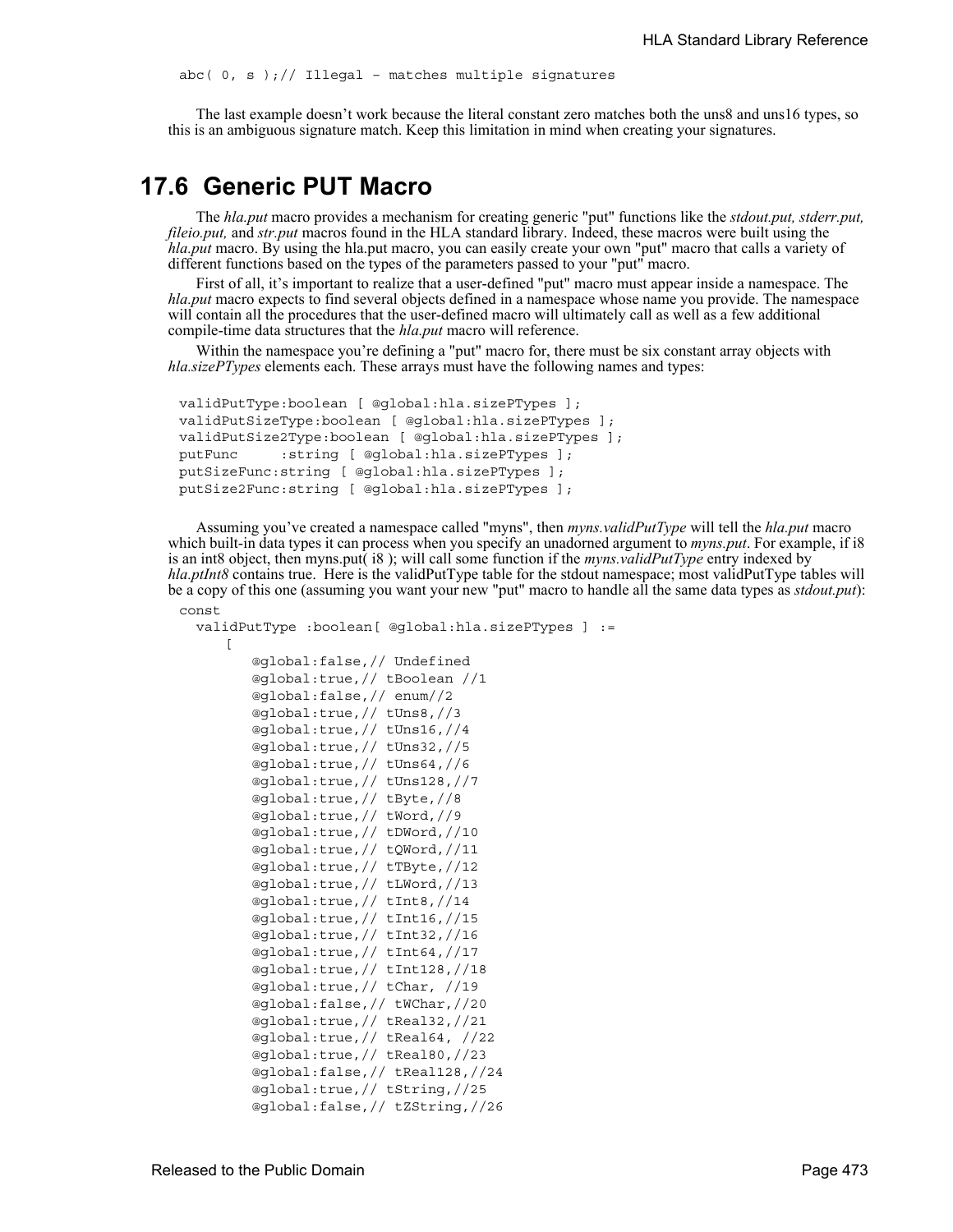```
abc( 0, s );// Illegal - matches multiple signatures
```

The last example doesn't work because the literal constant zero matches both the uns8 and uns16 types, so this is an ambiguous signature match. Keep this limitation in mind when creating your signatures.

## 17.6 Generic PUT Macro

The *hla.put* macro provides a mechanism for creating generic "put" functions like the *stdout.put, stderr.put, fileio.put,* and *str.put* macros found in the HLA standard library. Indeed, these macros were built using the *hla.put* macro. By using the hla.put macro, you can easily create your own "put" macro that calls a variety of different functions based on the types of the parameters passed to your "put" macro.

First of all, it's important to realize that a user-defined "put" macro must appear inside a namespace. The *hla.put* macro expects to find several objects defined in a namespace whose name you provide. The namespace will contain all the procedures that the user-defined macro will ultimately call as well as a few additional compile-time data structures that the *hla.put* macro will reference.

Within the namespace you're defining a "put" macro for, there must be six constant array objects with *hla.sizePTypes* elements each. These arrays must have the following names and types:

```
validPutType:boolean [ @global:hla.sizePTypes ];
validPutSizeType:boolean [ @global:hla.sizePTypes ];
validPutSize2Type:boolean [ @global:hla.sizePTypes ];
putFunc     :string [ @global:hla.sizePTypes ];
putSizeFunc:string [ @global:hla.sizePTypes ];
putSize2Func:string [ @global:hla.sizePTypes ];
```

Assuming you've created a namespace called "myns", then *myns.validPutType* will tell the *hla.put* macro which built-in data types it can process when you specify an unadorned argument to *myns.put*. For example, if i8 is an int8 object, then myns.put( i8 ); will call some function if the *myns.validPutType* entry indexed by *hla.ptInt8* contains true. Here is the validPutType table for the stdout namespace; most validPutType tables will be a copy of this one (assuming you want your new "put" macro to handle all the same data types as *stdout.put*):

```
const
  validPutType :boolean[ @global:hla.sizePTypes ] :=
     [
        @global:false,// Undefined
        @global:true,// tBoolean //1
        @global:false,// enum//2
        @global:true,// tUns8,//3
        @global:true,// tUns16,//4
        @global:true,// tUns32,//5
        @global:true,// tUns64,//6
        @global:true,// tUns128,//7
        @global:true,// tByte,//8
        @global:true,// tWord,//9
        @global:true,// tDWord,//10
        @global:true,// tQWord,//11
        @global:true,// tTByte,//12
        @global:true,// tLWord,//13
        @global:true,// tInt8,//14
        @global:true,// tInt16,//15
        @global:true,// tInt32,//16
        @global:true,// tInt64,//17
        @global:true,// tInt128,//18
        @global:true,// tChar, //19
        @global:false,// tWChar,//20
        @global:true,// tReal32,//21
        @global:true,// tReal64, //22
        @global:true,// tReal80,//23
        @global:false,// tReal128,//24
        @global:true,// tString,//25
        @global:false,// tZString,//26
```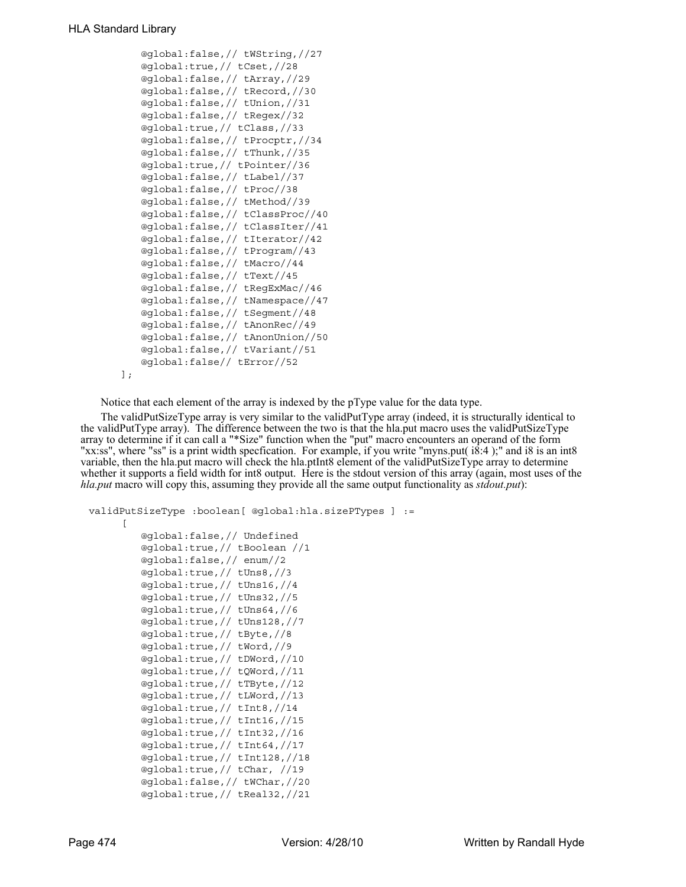```
        @global:false,// tWString,//27
        @global:true,// tCset,//28
        @global:false,// tArray,//29
        @global:false,// tRecord,//30
        @global:false,// tUnion,//31
        @global:false,// tRegex//32
        @global:true,// tClass,//33
        @global:false,// tProcptr,//34
        @global:false,// tThunk,//35
        @global:true,// tPointer//36
        @global:false,// tLabel//37
        @global:false,// tProc//38
        @global:false,// tMethod//39
        @global:false,// tClassProc//40
        @global:false,// tClassIter//41
        @global:false,// tIterator//42
        @global:false,// tProgram//43
        @global:false,// tMacro//44
        @global:false,// tText//45
        @global:false,// tRegExMac//46
        @global:false,// tNamespace//47
        @global:false,// tSegment//48
        @global:false,// tAnonRec//49
        @global:false,// tAnonUnion//50
        @global:false,// tVariant//51
        @global:false// tError//52
    ];
```

Notice that each element of the array is indexed by the pType value for the data type.

The validPutSizeType array is very similar to the validPutType array (indeed, it is structurally identical to the validPutType array). The difference between the two is that the hla.put macro uses the validPutSizeType array to determine if it can call a "*Size" function when the "put" macro encounters an operand of the form "xx:ss", where "ss" is a print width specfication. For example, if you write "myns.put( i8:4 );" and i8 is an int8 variable, then the hla.put macro will check the hla.ptInt8 element of the validPutSizeType array to determine whether it supports a field width for int8 output. Here is the stdout version of this array (again, most uses of the *hla.put* macro will copy this, assuming they provide all the same output functionality as *stdout.put*):

```
validPutSizeType :boolean[ @global:hla.sizePTypes ] :=
    [
        @global:false,// Undefined
        @global:true,// tBoolean //1
        @global:false,// enum//2
        @global:true,// tUns8,//3
        @global:true,// tUns16,//4
        @global:true,// tUns32,//5
        @global:true,// tUns64,//6
        @global:true,// tUns128,//7
        @global:true,// tByte,//8
        @global:true,// tWord,//9
        @global:true,// tDWord,//10
        @global:true,// tQWord,//11
        @global:true,// tTByte,//12
        @global:true,// tLWord,//13
        @global:true,// tInt8,//14
        @global:true,// tInt16,//15
        @global:true,// tInt32,//16
        @global:true,// tInt64,//17
        @global:true,// tInt128,//18
        @global:true,// tChar, //19
        @global:false,// tWChar,//20
        @global:true,// tReal32,//21
```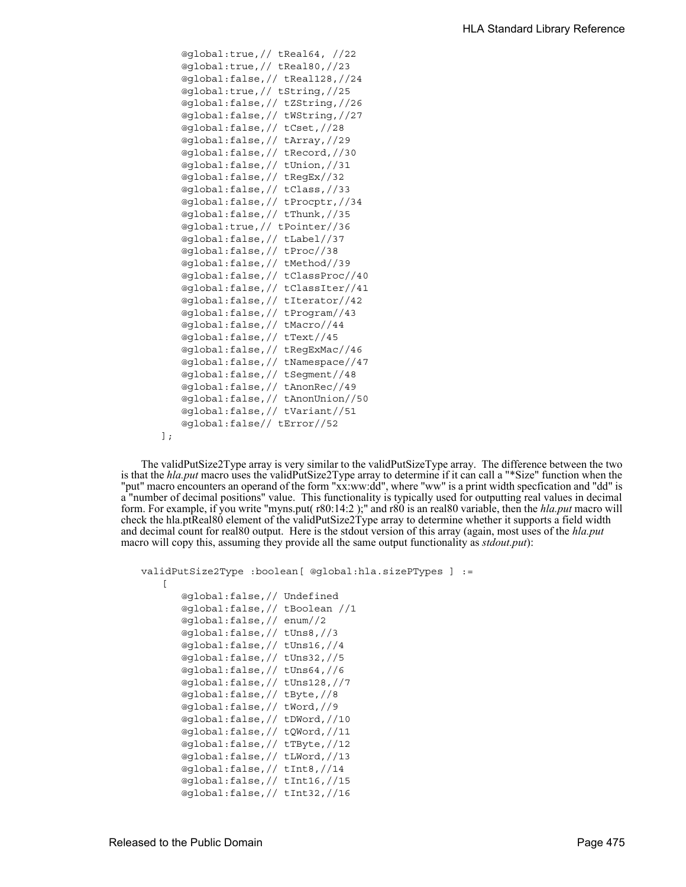```
        @global:true,// tReal64, //22
        @global:true,// tReal80,//23
        @global:false,// tReal128,//24
        @global:true,// tString,//25
        @global:false,// tZString,//26
        @global:false,// tWString,//27
        @global:false,// tCset,//28
        @global:false,// tArray,//29
        @global:false,// tRecord,//30
        @global:false,// tUnion,//31
        @global:false,// tRegEx//32
        @global:false,// tClass,//33
        @global:false,// tProcptr,//34
        @global:false,// tThunk,//35
        @global:true,// tPointer//36
        @global:false,// tLabel//37
        @global:false,// tProc//38
        @global:false,// tMethod//39
        @global:false,// tClassProc//40
        @global:false,// tClassIter//41
        @global:false,// tIterator//42
        @global:false,// tProgram//43
        @global:false,// tMacro//44
        @global:false,// tText//45
        @global:false,// tRegExMac//46
        @global:false,// tNamespace//47
        @global:false,// tSegment//48
        @global:false,// tAnonRec//49
        @global:false,// tAnonUnion//50
        @global:false,// tVariant//51
        @global:false// tError//52
    ];
```

The validPutSize2Type array is very similar to the validPutSizeType array. The difference between the two is that the *hla.put* macro uses the validPutSize2Type array to determine if it can call a "*Size" function when the "put" macro encounters an operand of the form "xx:ww:dd", where "ww" is a print width specfication and "dd" is a "number of decimal positions" value. This functionality is typically used for outputting real values in decimal form. For example, if you write "myns.put( r80:14:2 );" and r80 is an real80 variable, then the *hla.put* macro will check the hla.ptReal80 element of the validPutSize2Type array to determine whether it supports a field width and decimal count for real80 output. Here is the stdout version of this array (again, most uses of the *hla.put* macro will copy this, assuming they provide all the same output functionality as *stdout.put*):

```
validPutSize2Type :boolean[ @global:hla.sizePTypes ] :=
    [
        @global:false,// Undefined
        @global:false,// tBoolean //1
        @global:false,// enum//2
        @global:false,// tUns8,//3
        @global:false,// tUns16,//4
        @global:false,// tUns32,//5
        @global:false,// tUns64,//6
        @global:false,// tUns128,//7
        @global:false,// tByte,//8
        @global:false,// tWord,//9
        @global:false,// tDWord,//10
        @global:false,// tQWord,//11
        @global:false,// tTByte,//12
        @global:false,// tLWord,//13
        @global:false,// tInt8,//14
        @global:false,// tInt16,//15
        @global:false,// tInt32,//16
```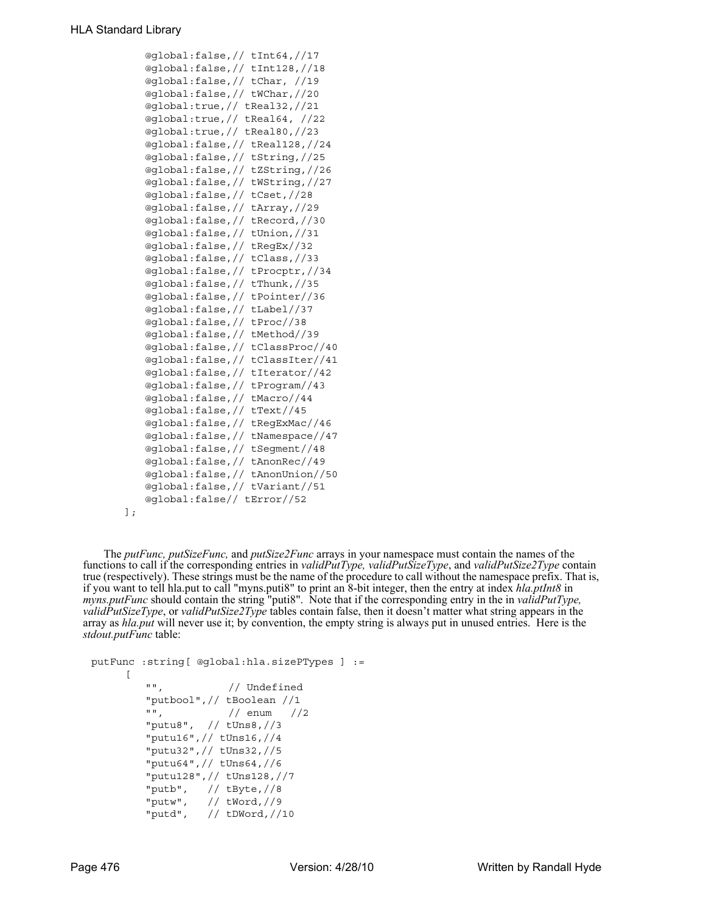```
        @global:false,// tInt64,//17
        @global:false,// tInt128,//18
        @global:false,// tChar, //19
        @global:false,// tWChar,//20
        @global:true,// tReal32,//21
        @global:true,// tReal64, //22
        @global:true,// tReal80,//23
        @global:false,// tReal128,//24
        @global:false,// tString,//25
        @global:false,// tZString,//26
        @global:false,// tWString,//27
        @global:false,// tCset,//28
        @global:false,// tArray,//29
        @global:false,// tRecord,//30
        @global:false,// tUnion,//31
        @global:false,// tRegEx//32
        @global:false,// tClass,//33
        @global:false,// tProcptr,//34
        @global:false,// tThunk,//35
        @global:false,// tPointer//36
        @global:false,// tLabel//37
        @global:false,// tProc//38
        @global:false,// tMethod//39
        @global:false,// tClassProc//40
        @global:false,// tClassIter//41
        @global:false,// tIterator//42
        @global:false,// tProgram//43
        @global:false,// tMacro//44
        @global:false,// tText//45
        @global:false,// tRegExMac//46
        @global:false,// tNamespace//47
        @global:false,// tSegment//48
        @global:false,// tAnonRec//49
        @global:false,// tAnonUnion//50
        @global:false,// tVariant//51
        @global:false// tError//52
    ];
```

The *putFunc, putSizeFunc,* and *putSize2Func* arrays in your namespace must contain the names of the functions to call if the corresponding entries in *validPutType, validPutSizeType*, and *validPutSize2Type* contain true (respectively). These strings must be the name of the procedure to call without the namespace prefix. That is, if you want to tell hla.put to call "myns.puti8" to print an 8-bit integer, then the entry at index *hla.ptInt8* in *myns.putFunc* should contain the string "puti8". Note that if the corresponding entry in the in *validPutType, validPutSizeType*, or *validPutSize2Type* tables contain false, then it doesn't matter what string appears in the array as *hla.put* will never use it; by convention, the empty string is always put in unused entries. Here is the *stdout.putFunc* table:

```
putFunc :string[ @global:hla.sizePTypes ] :=
    [
        "",          // Undefined
        "putbool",// tBoolean //1
        "",          // enum   //2
        "putu8",  // tUns8,//3
        "putu16",// tUns16,//4
        "putu32",// tUns32,//5
        "putu64",// tUns64,//6
        "putu128",// tUns128,//7
        "putb",   // tByte,//8
        "putw",   // tWord,//9
        "putd",   // tDWord,//10
```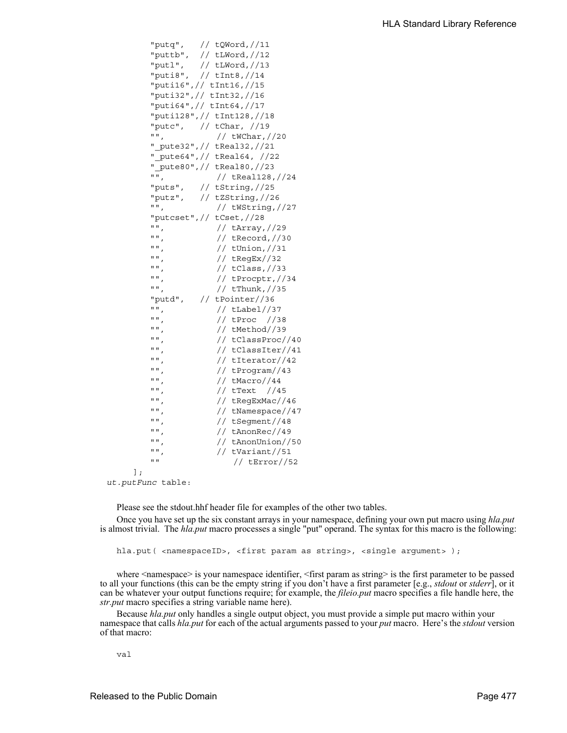```
        "putq",   // tQWord,//11
        "puttb",  // tLWord,//12
        "putl",   // tLWord,//13
        "puti8",  // tInt8,//14
        "puti16",// tInt16,//15
        "puti32",// tInt32,//16
        "puti64",// tInt64,//17
        "puti128",// tInt128,//18
        "putc",   // tChar, //19
        "",          // tWChar,//20
        "_pute32",// tReal32,//21
        "_pute64",// tReal64, //22
        "_pute80",// tReal80,//23
        "",          // tReal128,//24
        "puts",   // tString,//25
        "putz",   // tZString,//26
        "",          // tWString,//27
        "putcset",// tCset,//28
        "",          // tArray,//29
        "",          // tRecord,//30
        "",          // tUnion,//31
        "",          // tRegEx//32
        "",          // tClass,//33
        "",          // tProcptr,//34
        "",          // tThunk,//35
        "putd",   // tPointer//36
        "",          // tLabel//37
        "",          // tProc  //38
        "",          // tMethod//39
        "",          // tClassProc//40
        "",          // tClassIter//41
        "",          // tIterator//42
        "",          // tProgram//43
        "",          // tMacro//44
        "",          // tText  //45
        "",          // tRegExMac//46
        "",          // tNamespace//47
        "",          // tSegment//48
        "",          // tAnonRec//49
        "",          // tAnonUnion//50
        "",          // tVariant//51
        ""              // tError//52
    ];
ut.putFunc table:
```

Please see the stdout.hhf header file for examples of the other two tables.

Once you have set up the six constant arrays in your namespace, defining your own put macro using *hla.put* is almost trivial. The *hla.put* macro processes a single "put" operand. The syntax for this macro is the following:

```
hla.put( <namespaceID>, <first param as string>, <single argument> );
```

where <namespace> is your namespace identifier, <first param as string> is the first parameter to be passed to all your functions (this can be the empty string if you don't have a first parameter [e.g., *stdout* or *stderr*], or it can be whatever your output functions require; for example, the *fileio.put* macro specifies a file handle here, the *str.put* macro specifies a string variable name here).

Because *hla.put* only handles a single output object, you must provide a simple put macro within your namespace that calls *hla.put* for each of the actual arguments passed to your *put* macro. Here's the *stdout* version of that macro:

```
val
```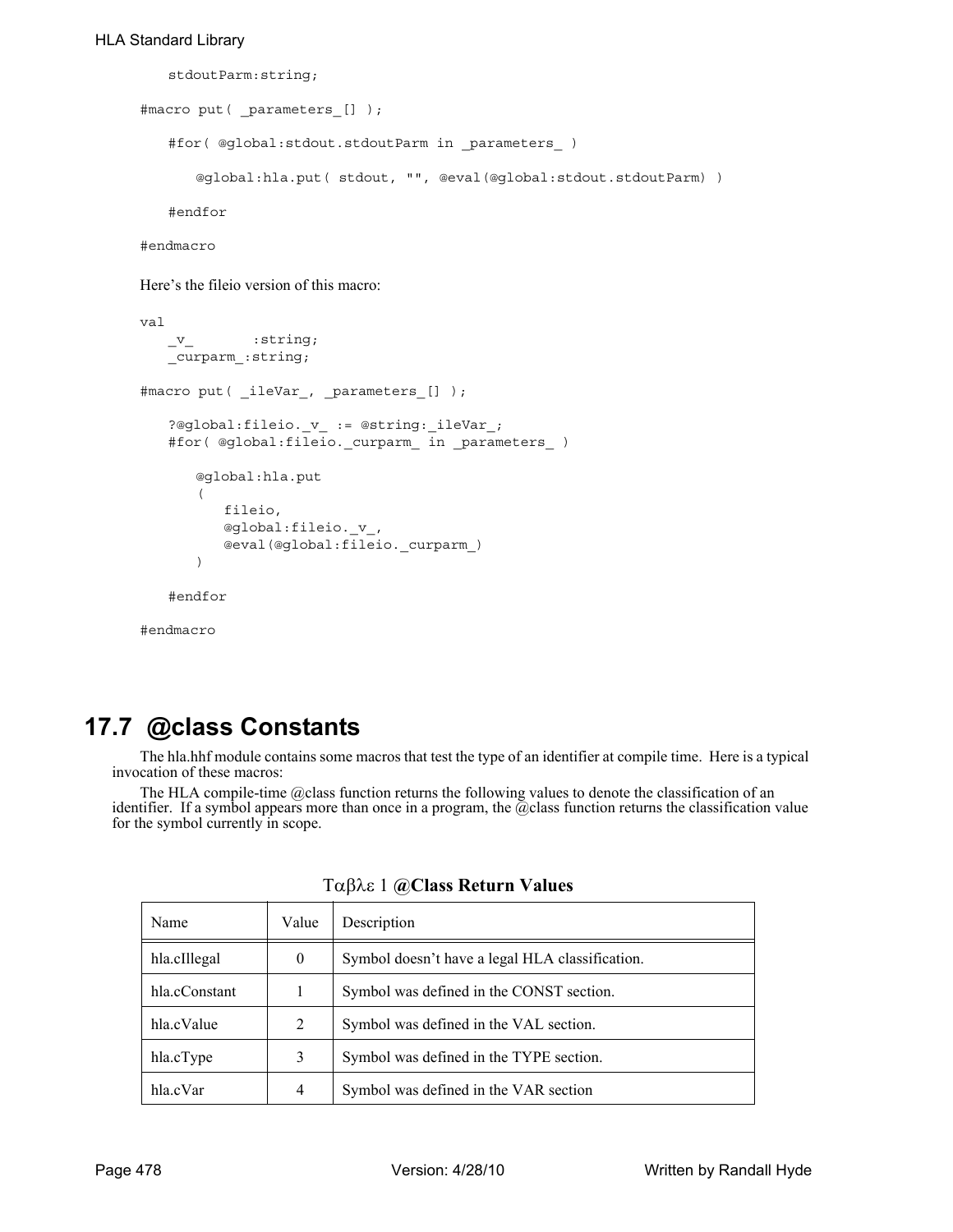```
    stdoutParm:string;

#macro put( _parameters_[] );

    #for( @global:stdout.stdoutParm in _parameters_ )

        @global:hla.put( stdout, "", @eval(@global:stdout.stdoutParm) )

    #endfor

#endmacro
```

Here's the fileio version of this macro:

```
val
    _v_        :string;
    _curparm_:string;

#macro put( _ileVar_, _parameters_[] );

    ?@global:fileio._v_ := @string:_ileVar_;
    #for( @global:fileio._curparm_ in _parameters_ )

        @global:hla.put
        (
            fileio,
            @global:fileio._v_,
            @eval(@global:fileio._curparm_)
        )

    #endfor

#endmacro
```

## 17.7 @class Constants

The hla.hhf module contains some macros that test the type of an identifier at compile time. Here is a typical invocation of these macros:

The HLA compile-time @class function returns the following values to denote the classification of an identifier. If a symbol appears more than once in a program, the @class function returns the classification value for the symbol currently in scope.

Ταβλε 1 **@Class Return Values**

| Name | Value | Description |
|---|---|---|
| hla.cIllegal | 0 | Symbol doesn't have a legal HLA classification. |
| hla.cConstant | 1 | Symbol was defined in the CONST section. |
| hla.cValue | 2 | Symbol was defined in the VAL section. |
| hla.cType | 3 | Symbol was defined in the TYPE section. |
| hla.cVar | 4 | Symbol was defined in the VAR section |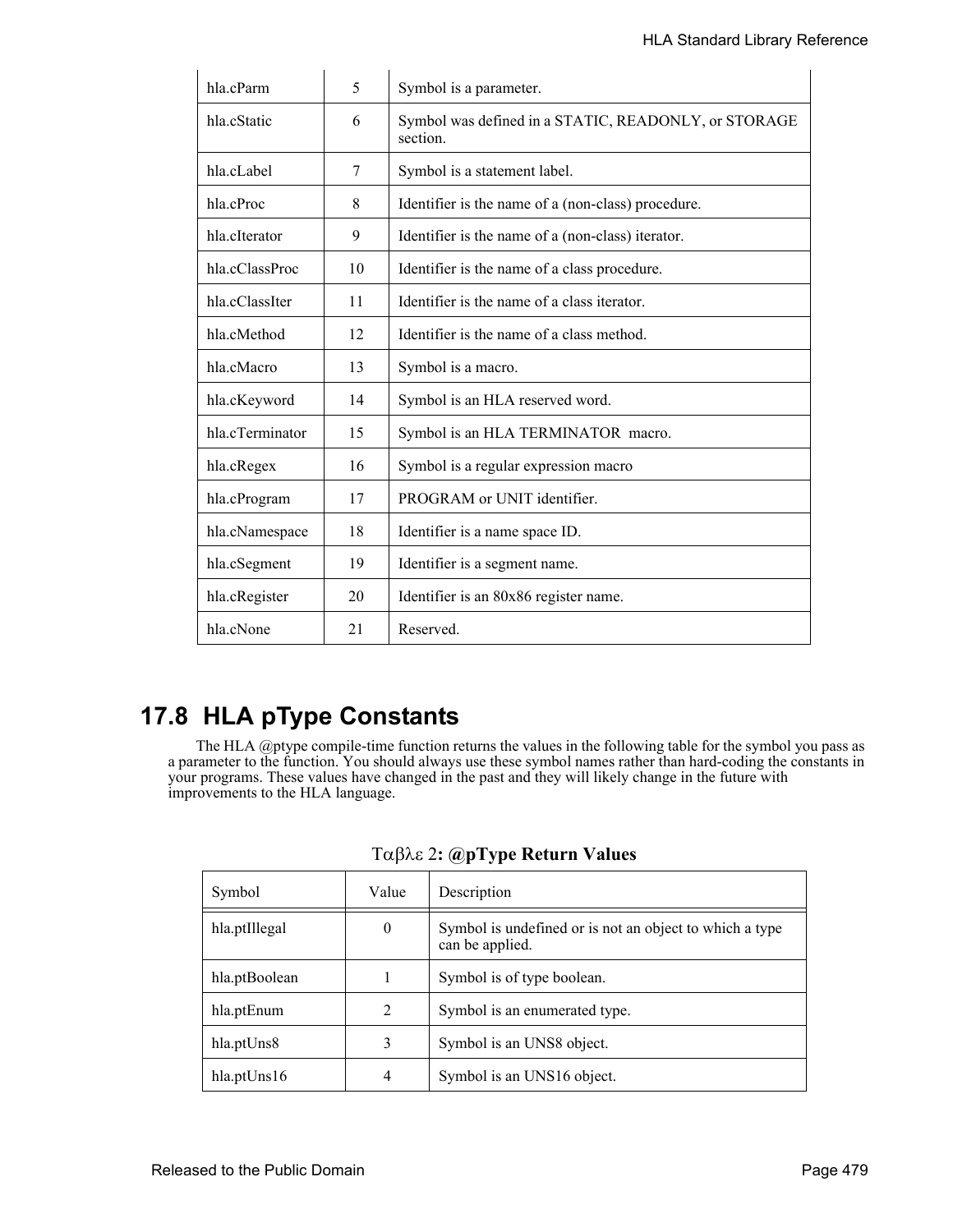| | | |
|---|---|---|
| hla.cParm | 5 | Symbol is a parameter. |
| hla.cStatic | 6 | Symbol was defined in a STATIC, READONLY, or STORAGE section. |
| hla.cLabel | 7 | Symbol is a statement label. |
| hla.cProc | 8 | Identifier is the name of a (non-class) procedure. |
| hla.cIterator | 9 | Identifier is the name of a (non-class) iterator. |
| hla.cClassProc | 10 | Identifier is the name of a class procedure. |
| hla.cClassIter | 11 | Identifier is the name of a class iterator. |
| hla.cMethod | 12 | Identifier is the name of a class method. |
| hla.cMacro | 13 | Symbol is a macro. |
| hla.cKeyword | 14 | Symbol is an HLA reserved word. |
| hla.cTerminator | 15 | Symbol is an HLA TERMINATOR macro. |
| hla.cRegex | 16 | Symbol is a regular expression macro |
| hla.cProgram | 17 | PROGRAM or UNIT identifier. |
| hla.cNamespace | 18 | Identifier is a name space ID. |
| hla.cSegment | 19 | Identifier is a segment name. |
| hla.cRegister | 20 | Identifier is an 80x86 register name. |
| hla.cNone | 21 | Reserved. |

## 17.8 HLA pType Constants

The HLA @ptype compile-time function returns the values in the following table for the symbol you pass as a parameter to the function. You should always use these symbol names rather than hard-coding the constants in your programs. These values have changed in the past and they will likely change in the future with improvements to the HLA language.

**Table 2: @pType Return Values**

| Symbol | Value | Description |
|---|---|---|
| hla.ptIllegal | 0 | Symbol is undefined or is not an object to which a type can be applied. |
| hla.ptBoolean | 1 | Symbol is of type boolean. |
| hla.ptEnum | 2 | Symbol is an enumerated type. |
| hla.ptUns8 | 3 | Symbol is an UNS8 object. |
| hla.ptUns16 | 4 | Symbol is an UNS16 object. |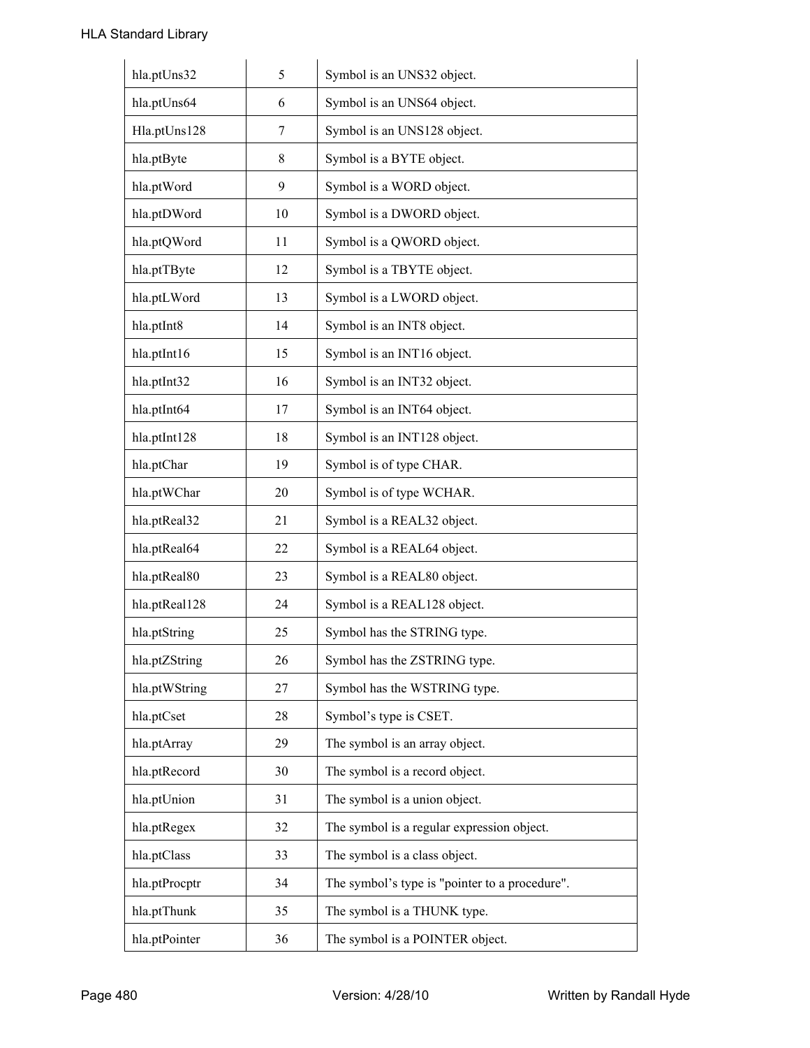| | | |
|---|---|---|
| hla.ptUns32 | 5 | Symbol is an UNS32 object. |
| hla.ptUns64 | 6 | Symbol is an UNS64 object. |
| Hla.ptUns128 | 7 | Symbol is an UNS128 object. |
| hla.ptByte | 8 | Symbol is a BYTE object. |
| hla.ptWord | 9 | Symbol is a WORD object. |
| hla.ptDWord | 10 | Symbol is a DWORD object. |
| hla.ptQWord | 11 | Symbol is a QWORD object. |
| hla.ptTByte | 12 | Symbol is a TBYTE object. |
| hla.ptLWord | 13 | Symbol is a LWORD object. |
| hla.ptInt8 | 14 | Symbol is an INT8 object. |
| hla.ptInt16 | 15 | Symbol is an INT16 object. |
| hla.ptInt32 | 16 | Symbol is an INT32 object. |
| hla.ptInt64 | 17 | Symbol is an INT64 object. |
| hla.ptInt128 | 18 | Symbol is an INT128 object. |
| hla.ptChar | 19 | Symbol is of type CHAR. |
| hla.ptWChar | 20 | Symbol is of type WCHAR. |
| hla.ptReal32 | 21 | Symbol is a REAL32 object. |
| hla.ptReal64 | 22 | Symbol is a REAL64 object. |
| hla.ptReal80 | 23 | Symbol is a REAL80 object. |
| hla.ptReal128 | 24 | Symbol is a REAL128 object. |
| hla.ptString | 25 | Symbol has the STRING type. |
| hla.ptZString | 26 | Symbol has the ZSTRING type. |
| hla.ptWString | 27 | Symbol has the WSTRING type. |
| hla.ptCset | 28 | Symbol’s type is CSET. |
| hla.ptArray | 29 | The symbol is an array object. |
| hla.ptRecord | 30 | The symbol is a record object. |
| hla.ptUnion | 31 | The symbol is a union object. |
| hla.ptRegex | 32 | The symbol is a regular expression object. |
| hla.ptClass | 33 | The symbol is a class object. |
| hla.ptProcptr | 34 | The symbol’s type is "pointer to a procedure". |
| hla.ptThunk | 35 | The symbol is a THUNK type. |
| hla.ptPointer | 36 | The symbol is a POINTER object. |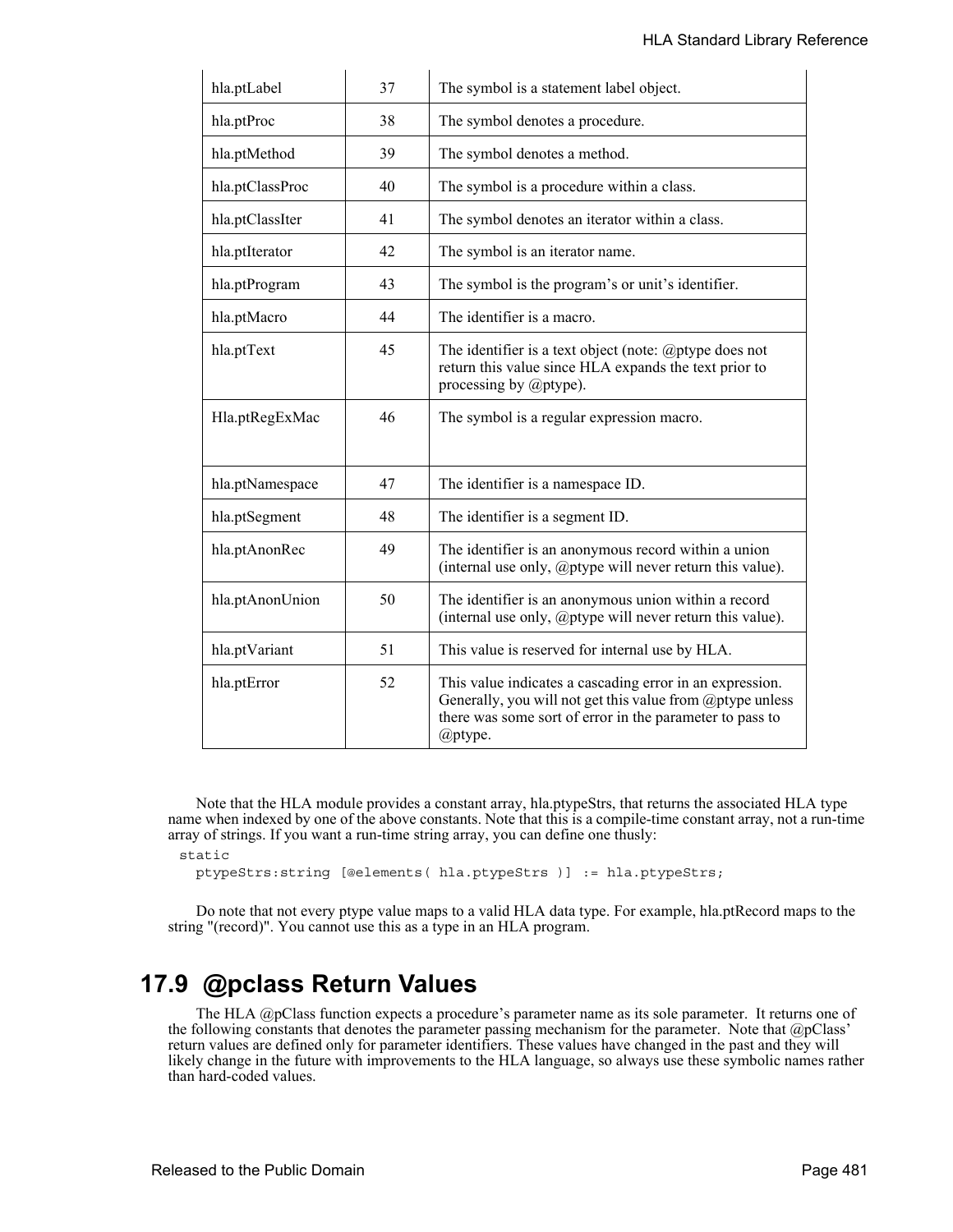| hla.ptLabel | 37 | The symbol is a statement label object. |
|---|---|---|
| hla.ptProc | 38 | The symbol denotes a procedure. |
| hla.ptMethod | 39 | The symbol denotes a method. |
| hla.ptClassProc | 40 | The symbol is a procedure within a class. |
| hla.ptClassIter | 41 | The symbol denotes an iterator within a class. |
| hla.ptIterator | 42 | The symbol is an iterator name. |
| hla.ptProgram | 43 | The symbol is the program's or unit's identifier. |
| hla.ptMacro | 44 | The identifier is a macro. |
| hla.ptText | 45 | The identifier is a text object (note: @ptype does not return this value since HLA expands the text prior to processing by @ptype). |
| Hla.ptRegExMac | 46 | The symbol is a regular expression macro. |
| hla.ptNamespace | 47 | The identifier is a namespace ID. |
| hla.ptSegment | 48 | The identifier is a segment ID. |
| hla.ptAnonRec | 49 | The identifier is an anonymous record within a union (internal use only, @ptype will never return this value). |
| hla.ptAnonUnion | 50 | The identifier is an anonymous union within a record (internal use only, @ptype will never return this value). |
| hla.ptVariant | 51 | This value is reserved for internal use by HLA. |
| hla.ptError | 52 | This value indicates a cascading error in an expression. Generally, you will not get this value from @ptype unless there was some sort of error in the parameter to pass to @ptype. |

Note that the HLA module provides a constant array, hla.ptypeStrs, that returns the associated HLA type name when indexed by one of the above constants. Note that this is a compile-time constant array, not a run-time array of strings. If you want a run-time string array, you can define one thusly:

```
static
   ptypeStrs:string [@elements( hla.ptypeStrs )] := hla.ptypeStrs;
```

Do note that not every ptype value maps to a valid HLA data type. For example, hla.ptRecord maps to the string "(record)". You cannot use this as a type in an HLA program.

## 17.9 @pclass Return Values

The HLA @pClass function expects a procedure's parameter name as its sole parameter. It returns one of the following constants that denotes the parameter passing mechanism for the parameter. Note that @pClass' return values are defined only for parameter identifiers. These values have changed in the past and they will likely change in the future with improvements to the HLA language, so always use these symbolic names rather than hard-coded values.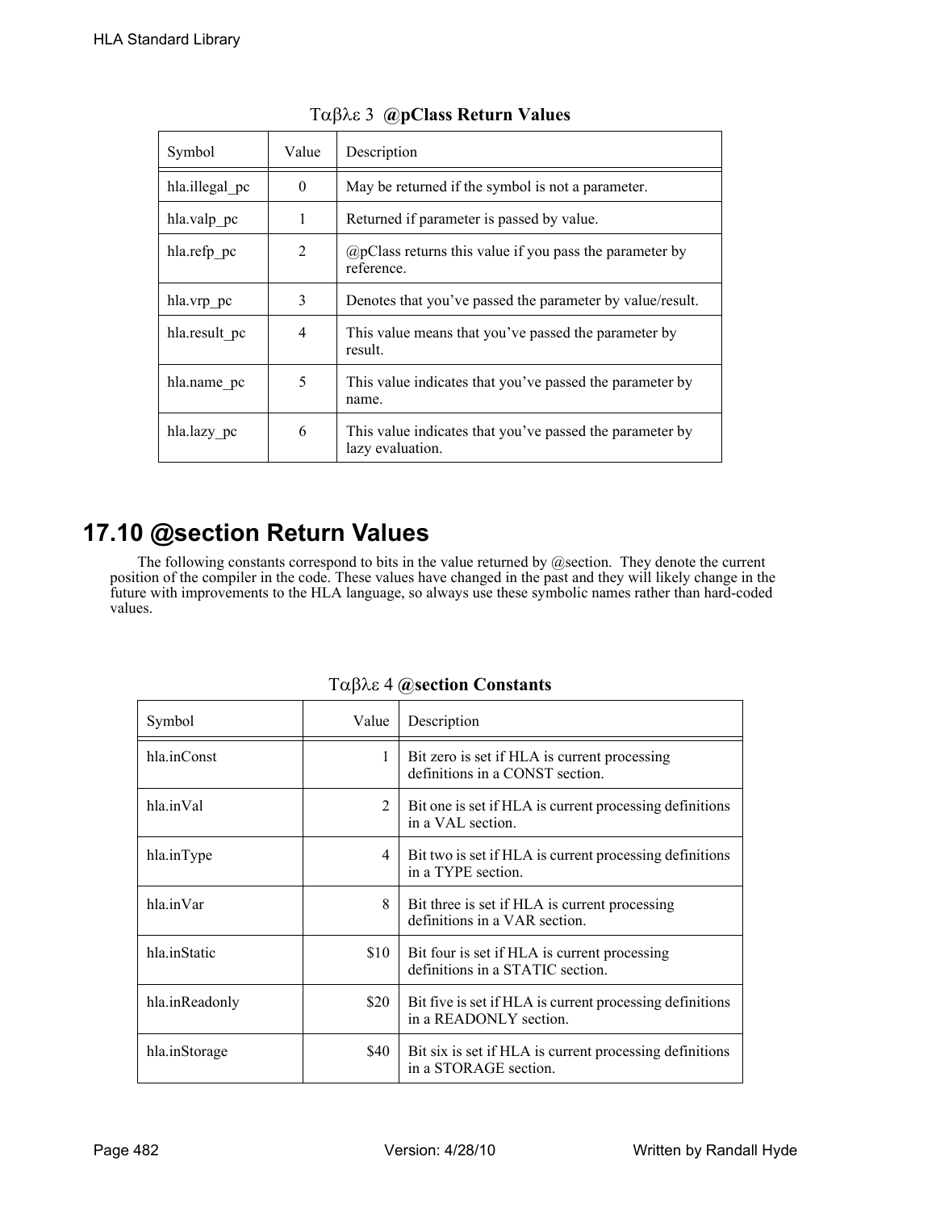Table 3 @pClass Return Values

| Symbol | Value | Description |
|---|---|---|
| hla.illegal_pc | 0 | May be returned if the symbol is not a parameter. |
| hla.valp_pc | 1 | Returned if parameter is passed by value. |
| hla.refp_pc | 2 | @pClass returns this value if you pass the parameter by reference. |
| hla.vrp_pc | 3 | Denotes that you've passed the parameter by value/result. |
| hla.result_pc | 4 | This value means that you've passed the parameter by result. |
| hla.name_pc | 5 | This value indicates that you've passed the parameter by name. |
| hla.lazy_pc | 6 | This value indicates that you've passed the parameter by lazy evaluation. |

## 17.10 @section Return Values

The following constants correspond to bits in the value returned by @section. They denote the current position of the compiler in the code. These values have changed in the past and they will likely change in the future with improvements to the HLA language, so always use these symbolic names rather than hard-coded values.

Table 4 @section Constants

| Symbol | Value | Description |
|---|---|---|
| hla.inConst | 1 | Bit zero is set if HLA is current processing definitions in a CONST section. |
| hla.inVal | 2 | Bit one is set if HLA is current processing definitions in a VAL section. |
| hla.inType | 4 | Bit two is set if HLA is current processing definitions in a TYPE section. |
| hla.inVar | 8 | Bit three is set if HLA is current processing definitions in a VAR section. |
| hla.inStatic | $10 | Bit four is set if HLA is current processing definitions in a STATIC section. |
| hla.inReadonly | $20 | Bit five is set if HLA is current processing definitions in a READONLY section. |
| hla.inStorage | $40 | Bit six is set if HLA is current processing definitions in a STORAGE section. |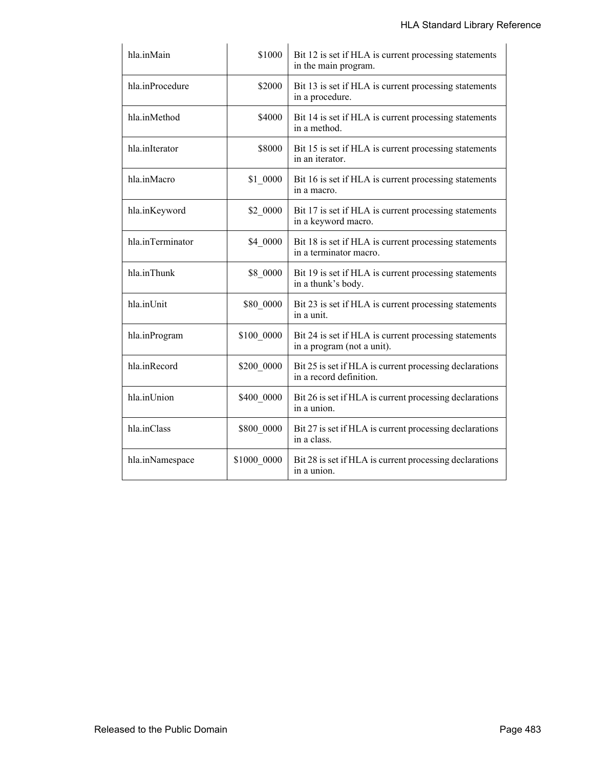| | | |
|---|---|---|
| hla.inMain | $1000 | Bit 12 is set if HLA is current processing statements in the main program. |
| hla.inProcedure | $2000 | Bit 13 is set if HLA is current processing statements in a procedure. |
| hla.inMethod | $4000 | Bit 14 is set if HLA is current processing statements in a method. |
| hla.inIterator | $8000 | Bit 15 is set if HLA is current processing statements in an iterator. |
| hla.inMacro | $1_0000 | Bit 16 is set if HLA is current processing statements in a macro. |
| hla.inKeyword | $2_0000 | Bit 17 is set if HLA is current processing statements in a keyword macro. |
| hla.inTerminator | $4_0000 | Bit 18 is set if HLA is current processing statements in a terminator macro. |
| hla.inThunk | $8_0000 | Bit 19 is set if HLA is current processing statements in a thunk's body. |
| hla.inUnit | $80_0000 | Bit 23 is set if HLA is current processing statements in a unit. |
| hla.inProgram | $100_0000 | Bit 24 is set if HLA is current processing statements in a program (not a unit). |
| hla.inRecord | $200_0000 | Bit 25 is set if HLA is current processing declarations in a record definition. |
| hla.inUnion | $400_0000 | Bit 26 is set if HLA is current processing declarations in a union. |
| hla.inClass | $800_0000 | Bit 27 is set if HLA is current processing declarations in a class. |
| hla.inNamespace | $1000_0000 | Bit 28 is set if HLA is current processing declarations in a union. |